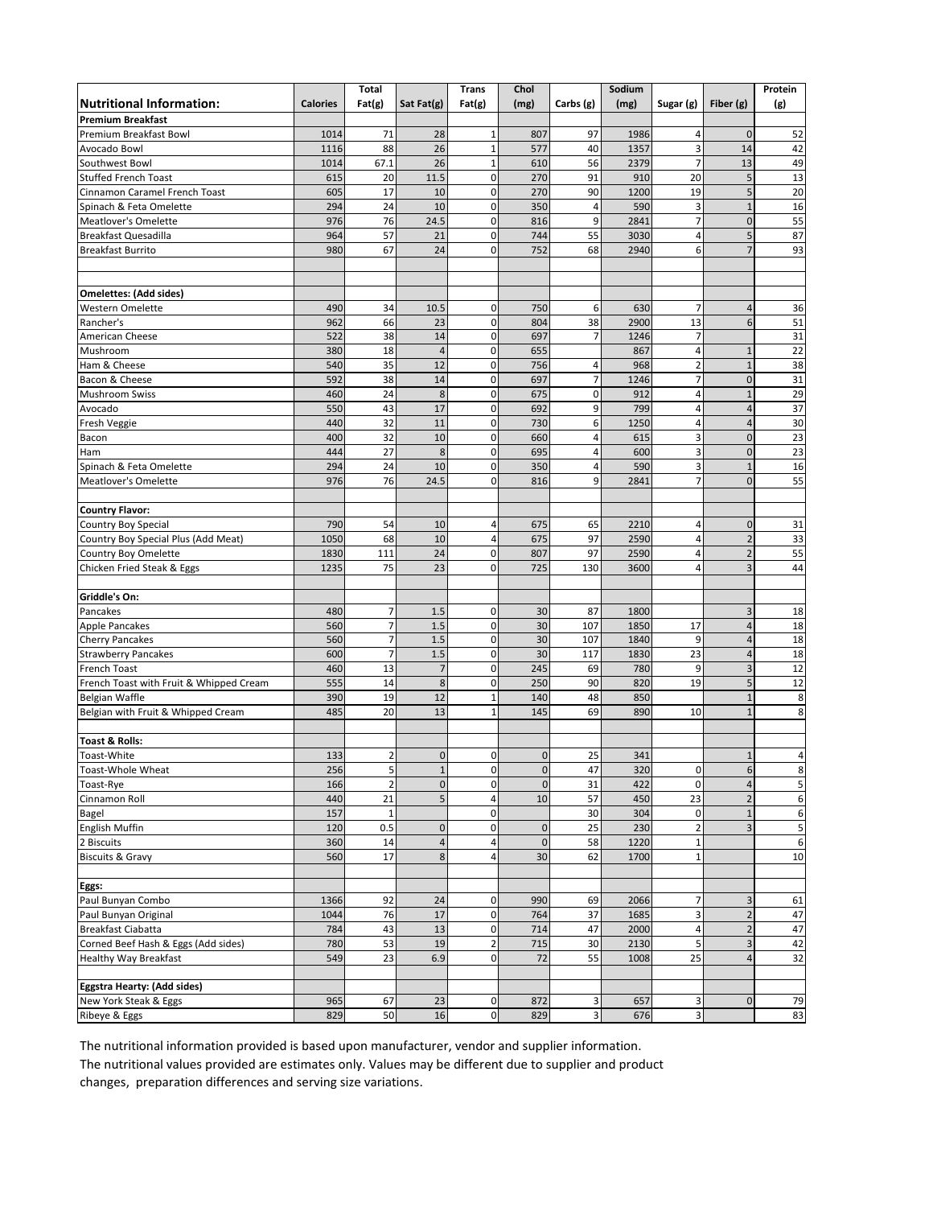| Nutritional Information: | Calories | Total Fat(g) | Sat Fat(g) | Trans Fat(g) | Chol (mg) | Carbs (g) | Sodium (mg) | Sugar (g) | Fiber (g) | Protein (g) |
|---|---|---|---|---|---|---|---|---|---|---|
| **Premium Breakfast** | | | | | | | | | | |
| Premium Breakfast Bowl | 1014 | 71 | 28 | 1 | 807 | 97 | 1986 | 4 | 0 | 52 |
| Avocado Bowl | 1116 | 88 | 26 | 1 | 577 | 40 | 1357 | 3 | 14 | 42 |
| Southwest Bowl | 1014 | 67.1 | 26 | 1 | 610 | 56 | 2379 | 7 | 13 | 49 |
| Stuffed French Toast | 615 | 20 | 11.5 | 0 | 270 | 91 | 910 | 20 | 5 | 13 |
| Cinnamon Caramel French Toast | 605 | 17 | 10 | 0 | 270 | 90 | 1200 | 19 | 5 | 20 |
| Spinach & Feta Omelette | 294 | 24 | 10 | 0 | 350 | 4 | 590 | 3 | 1 | 16 |
| Meatlover's Omelette | 976 | 76 | 24.5 | 0 | 816 | 9 | 2841 | 7 | 0 | 55 |
| Breakfast Quesadilla | 964 | 57 | 21 | 0 | 744 | 55 | 3030 | 4 | 5 | 87 |
| Breakfast Burrito | 980 | 67 | 24 | 0 | 752 | 68 | 2940 | 6 | 7 | 93 |
| | | | | | | | | | | |
| | | | | | | | | | | |
| **Omelettes: (Add sides)** | | | | | | | | | | |
| Western Omelette | 490 | 34 | 10.5 | 0 | 750 | 6 | 630 | 7 | 4 | 36 |
| Rancher's | 962 | 66 | 23 | 0 | 804 | 38 | 2900 | 13 | 6 | 51 |
| American Cheese | 522 | 38 | 14 | 0 | 697 | 7 | 1246 | 7 | | 31 |
| Mushroom | 380 | 18 | 4 | 0 | 655 | | 867 | 4 | 1 | 22 |
| Ham & Cheese | 540 | 35 | 12 | 0 | 756 | 4 | 968 | 2 | 1 | 38 |
| Bacon & Cheese | 592 | 38 | 14 | 0 | 697 | 7 | 1246 | 7 | 0 | 31 |
| Mushroom Swiss | 460 | 24 | 8 | 0 | 675 | 0 | 912 | 4 | 1 | 29 |
| Avocado | 550 | 43 | 17 | 0 | 692 | 9 | 799 | 4 | 4 | 37 |
| Fresh Veggie | 440 | 32 | 11 | 0 | 730 | 6 | 1250 | 4 | 4 | 30 |
| Bacon | 400 | 32 | 10 | 0 | 660 | 4 | 615 | 3 | 0 | 23 |
| Ham | 444 | 27 | 8 | 0 | 695 | 4 | 600 | 3 | 0 | 23 |
| Spinach & Feta Omelette | 294 | 24 | 10 | 0 | 350 | 4 | 590 | 3 | 1 | 16 |
| Meatlover's Omelette | 976 | 76 | 24.5 | 0 | 816 | 9 | 2841 | 7 | 0 | 55 |
| | | | | | | | | | | |
| **Country Flavor:** | | | | | | | | | | |
| Country Boy Special | 790 | 54 | 10 | 4 | 675 | 65 | 2210 | 4 | 0 | 31 |
| Country Boy Special Plus (Add Meat) | 1050 | 68 | 10 | 4 | 675 | 97 | 2590 | 4 | 2 | 33 |
| Country Boy Omelette | 1830 | 111 | 24 | 0 | 807 | 97 | 2590 | 4 | 2 | 55 |
| Chicken Fried Steak & Eggs | 1235 | 75 | 23 | 0 | 725 | 130 | 3600 | 4 | 3 | 44 |
| | | | | | | | | | | |
| **Griddle's On:** | | | | | | | | | | |
| Pancakes | 480 | 7 | 1.5 | 0 | 30 | 87 | 1800 | | 3 | 18 |
| Apple Pancakes | 560 | 7 | 1.5 | 0 | 30 | 107 | 1850 | 17 | 4 | 18 |
| Cherry Pancakes | 560 | 7 | 1.5 | 0 | 30 | 107 | 1840 | 9 | 4 | 18 |
| Strawberry Pancakes | 600 | 7 | 1.5 | 0 | 30 | 117 | 1830 | 23 | 4 | 18 |
| French Toast | 460 | 13 | 7 | 0 | 245 | 69 | 780 | 9 | 3 | 12 |
| French Toast with Fruit & Whipped Cream | 555 | 14 | 8 | 0 | 250 | 90 | 820 | 19 | 5 | 12 |
| Belgian Waffle | 390 | 19 | 12 | 1 | 140 | 48 | 850 | | 1 | 8 |
| Belgian with Fruit & Whipped Cream | 485 | 20 | 13 | 1 | 145 | 69 | 890 | 10 | 1 | 8 |
| | | | | | | | | | | |
| **Toast & Rolls:** | | | | | | | | | | |
| Toast-White | 133 | 2 | 0 | 0 | 0 | 25 | 341 | | 1 | 4 |
| Toast-Whole Wheat | 256 | 5 | 1 | 0 | 0 | 47 | 320 | 0 | 6 | 8 |
| Toast-Rye | 166 | 2 | 0 | 0 | 0 | 31 | 422 | 0 | 4 | 5 |
| Cinnamon Roll | 440 | 21 | 5 | 4 | 10 | 57 | 450 | 23 | 2 | 6 |
| Bagel | 157 | 1 | | 0 | | 30 | 304 | 0 | 1 | 6 |
| English Muffin | 120 | 0.5 | 0 | 0 | 0 | 25 | 230 | 2 | 3 | 5 |
| 2 Biscuits | 360 | 14 | 4 | 4 | 0 | 58 | 1220 | 1 | | 6 |
| Biscuits & Gravy | 560 | 17 | 8 | 4 | 30 | 62 | 1700 | 1 | | 10 |
| | | | | | | | | | | |
| **Eggs:** | | | | | | | | | | |
| Paul Bunyan Combo | 1366 | 92 | 24 | 0 | 990 | 69 | 2066 | 7 | 3 | 61 |
| Paul Bunyan Original | 1044 | 76 | 17 | 0 | 764 | 37 | 1685 | 3 | 2 | 47 |
| Breakfast Ciabatta | 784 | 43 | 13 | 0 | 714 | 47 | 2000 | 4 | 2 | 47 |
| Corned Beef Hash & Eggs (Add sides) | 780 | 53 | 19 | 2 | 715 | 30 | 2130 | 5 | 3 | 42 |
| Healthy Way Breakfast | 549 | 23 | 6.9 | 0 | 72 | 55 | 1008 | 25 | 4 | 32 |
| | | | | | | | | | | |
| **Eggstra Hearty: (Add sides)** | | | | | | | | | | |
| New York Steak & Eggs | 965 | 67 | 23 | 0 | 872 | 3 | 657 | 3 | 0 | 79 |
| Ribeye & Eggs | 829 | 50 | 16 | 0 | 829 | 3 | 676 | 3 | | 83 |

The nutritional information provided is based upon manufacturer, vendor and supplier information.
The nutritional values provided are estimates only. Values may be different due to supplier and product changes, preparation differences and serving size variations.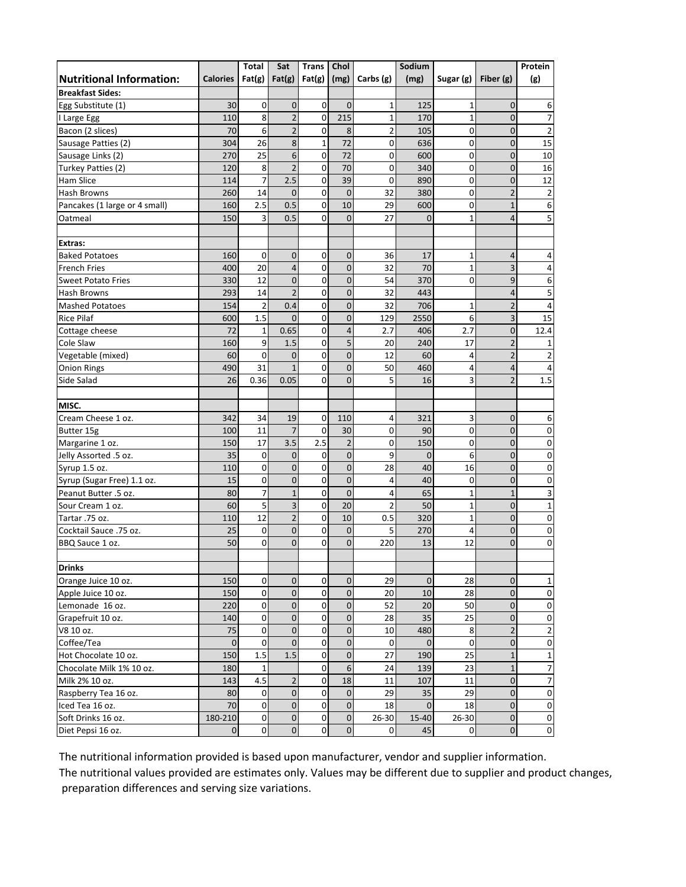| Nutritional Information: | Calories | Total Fat(g) | Sat Fat(g) | Trans Fat(g) | Chol (mg) | Carbs (g) | Sodium (mg) | Sugar (g) | Fiber (g) | Protein (g) |
|---|---|---|---|---|---|---|---|---|---|---|
| **Breakfast Sides:** | | | | | | | | | | |
| Egg Substitute (1) | 30 | 0 | 0 | 0 | 0 | 1 | 125 | 1 | 0 | 6 |
| I Large Egg | 110 | 8 | 2 | 0 | 215 | 1 | 170 | 1 | 0 | 7 |
| Bacon (2 slices) | 70 | 6 | 2 | 0 | 8 | 2 | 105 | 0 | 0 | 2 |
| Sausage Patties (2) | 304 | 26 | 8 | 1 | 72 | 0 | 636 | 0 | 0 | 15 |
| Sausage Links (2) | 270 | 25 | 6 | 0 | 72 | 0 | 600 | 0 | 0 | 10 |
| Turkey Patties (2) | 120 | 8 | 2 | 0 | 70 | 0 | 340 | 0 | 0 | 16 |
| Ham Slice | 114 | 7 | 2.5 | 0 | 39 | 0 | 890 | 0 | 0 | 12 |
| Hash Browns | 260 | 14 | 0 | 0 | 0 | 32 | 380 | 0 | 2 | 2 |
| Pancakes (1 large or 4 small) | 160 | 2.5 | 0.5 | 0 | 10 | 29 | 600 | 0 | 1 | 6 |
| Oatmeal | 150 | 3 | 0.5 | 0 | 0 | 27 | 0 | 1 | 4 | 5 |
| | | | | | | | | | | |
| **Extras:** | | | | | | | | | | |
| Baked Potatoes | 160 | 0 | 0 | 0 | 0 | 36 | 17 | 1 | 4 | 4 |
| French Fries | 400 | 20 | 4 | 0 | 0 | 32 | 70 | 1 | 3 | 4 |
| Sweet Potato Fries | 330 | 12 | 0 | 0 | 0 | 54 | 370 | 0 | 9 | 6 |
| Hash Browns | 293 | 14 | 2 | 0 | 0 | 32 | 443 | | 4 | 5 |
| Mashed Potatoes | 154 | 2 | 0.4 | 0 | 0 | 32 | 706 | 1 | 2 | 4 |
| Rice Pilaf | 600 | 1.5 | 0 | 0 | 0 | 129 | 2550 | 6 | 3 | 15 |
| Cottage cheese | 72 | 1 | 0.65 | 0 | 4 | 2.7 | 406 | 2.7 | 0 | 12.4 |
| Cole Slaw | 160 | 9 | 1.5 | 0 | 5 | 20 | 240 | 17 | 2 | 1 |
| Vegetable (mixed) | 60 | 0 | 0 | 0 | 0 | 12 | 60 | 4 | 2 | 2 |
| Onion Rings | 490 | 31 | 1 | 0 | 0 | 50 | 460 | 4 | 4 | 4 |
| Side Salad | 26 | 0.36 | 0.05 | 0 | 0 | 5 | 16 | 3 | 2 | 1.5 |
| | | | | | | | | | | |
| **MISC.** | | | | | | | | | | |
| Cream Cheese 1 oz. | 342 | 34 | 19 | 0 | 110 | 4 | 321 | 3 | 0 | 6 |
| Butter 15g | 100 | 11 | 7 | 0 | 30 | 0 | 90 | 0 | 0 | 0 |
| Margarine 1 oz. | 150 | 17 | 3.5 | 2.5 | 2 | 0 | 150 | 0 | 0 | 0 |
| Jelly Assorted .5 oz. | 35 | 0 | 0 | 0 | 0 | 9 | 0 | 6 | 0 | 0 |
| Syrup 1.5 oz. | 110 | 0 | 0 | 0 | 0 | 28 | 40 | 16 | 0 | 0 |
| Syrup (Sugar Free) 1.1 oz. | 15 | 0 | 0 | 0 | 0 | 4 | 40 | 0 | 0 | 0 |
| Peanut Butter .5 oz. | 80 | 7 | 1 | 0 | 0 | 4 | 65 | 1 | 1 | 3 |
| Sour Cream 1 oz. | 60 | 5 | 3 | 0 | 20 | 2 | 50 | 1 | 0 | 1 |
| Tartar .75 oz. | 110 | 12 | 2 | 0 | 10 | 0.5 | 320 | 1 | 0 | 0 |
| Cocktail Sauce .75 oz. | 25 | 0 | 0 | 0 | 0 | 5 | 270 | 4 | 0 | 0 |
| BBQ Sauce 1 oz. | 50 | 0 | 0 | 0 | 0 | 220 | 13 | 12 | 0 | 0 |
| | | | | | | | | | | |
| **Drinks** | | | | | | | | | | |
| Orange Juice 10 oz. | 150 | 0 | 0 | 0 | 0 | 29 | 0 | 28 | 0 | 1 |
| Apple Juice 10 oz. | 150 | 0 | 0 | 0 | 0 | 20 | 10 | 28 | 0 | 0 |
| Lemonade 16 oz. | 220 | 0 | 0 | 0 | 0 | 52 | 20 | 50 | 0 | 0 |
| Grapefruit 10 oz. | 140 | 0 | 0 | 0 | 0 | 28 | 35 | 25 | 0 | 0 |
| V8 10 oz. | 75 | 0 | 0 | 0 | 0 | 10 | 480 | 8 | 2 | 2 |
| Coffee/Tea | 0 | 0 | 0 | 0 | 0 | 0 | 0 | 0 | 0 | 0 |
| Hot Chocolate 10 oz. | 150 | 1.5 | 1.5 | 0 | 0 | 27 | 190 | 25 | 1 | 1 |
| Chocolate Milk 1% 10 oz. | 180 | 1 | | 0 | 6 | 24 | 139 | 23 | 1 | 7 |
| Milk 2% 10 oz. | 143 | 4.5 | 2 | 0 | 18 | 11 | 107 | 11 | 0 | 7 |
| Raspberry Tea 16 oz. | 80 | 0 | 0 | 0 | 0 | 29 | 35 | 29 | 0 | 0 |
| Iced Tea 16 oz. | 70 | 0 | 0 | 0 | 0 | 18 | 0 | 18 | 0 | 0 |
| Soft Drinks 16 oz. | 180-210 | 0 | 0 | 0 | 0 | 26-30 | 15-40 | 26-30 | 0 | 0 |
| Diet Pepsi 16 oz. | 0 | 0 | 0 | 0 | 0 | 0 | 45 | 0 | 0 | 0 |

The nutritional information provided is based upon manufacturer, vendor and supplier information.
The nutritional values provided are estimates only. Values may be different due to supplier and product changes, preparation differences and serving size variations.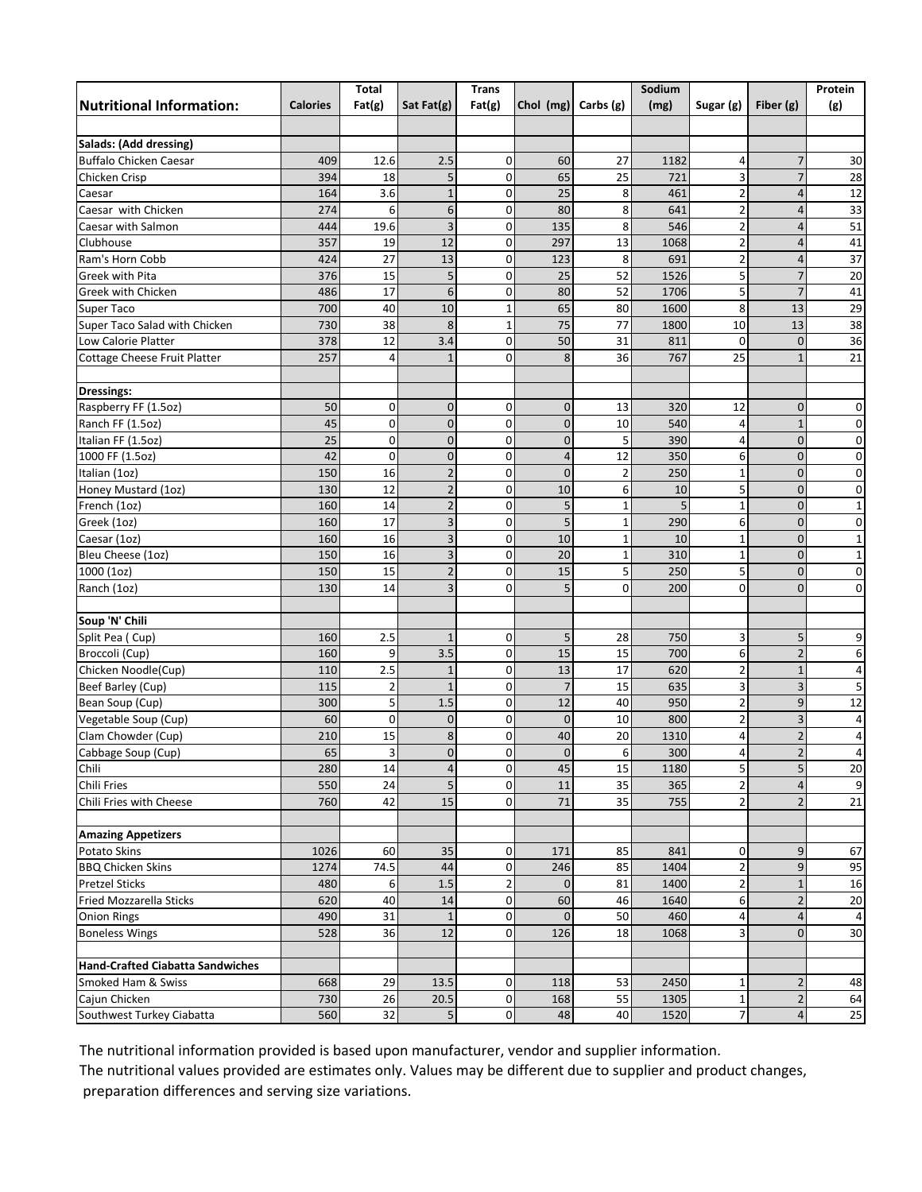| Nutritional Information: | Calories | Total Fat(g) | Sat Fat(g) | Trans Fat(g) | Chol (mg) | Carbs (g) | Sodium (mg) | Sugar (g) | Fiber (g) | Protein (g) |
|---|---|---|---|---|---|---|---|---|---|---|
| | | | | | | | | | | |
| **Salads: (Add dressing)** | | | | | | | | | | |
| Buffalo Chicken Caesar | 409 | 12.6 | 2.5 | 0 | 60 | 27 | 1182 | 4 | 7 | 30 |
| Chicken Crisp | 394 | 18 | 5 | 0 | 65 | 25 | 721 | 3 | 7 | 28 |
| Caesar | 164 | 3.6 | 1 | 0 | 25 | 8 | 461 | 2 | 4 | 12 |
| Caesar with Chicken | 274 | 6 | 6 | 0 | 80 | 8 | 641 | 2 | 4 | 33 |
| Caesar with Salmon | 444 | 19.6 | 3 | 0 | 135 | 8 | 546 | 2 | 4 | 51 |
| Clubhouse | 357 | 19 | 12 | 0 | 297 | 13 | 1068 | 2 | 4 | 41 |
| Ram's Horn Cobb | 424 | 27 | 13 | 0 | 123 | 8 | 691 | 2 | 4 | 37 |
| Greek with Pita | 376 | 15 | 5 | 0 | 25 | 52 | 1526 | 5 | 7 | 20 |
| Greek with Chicken | 486 | 17 | 6 | 0 | 80 | 52 | 1706 | 5 | 7 | 41 |
| Super Taco | 700 | 40 | 10 | 1 | 65 | 80 | 1600 | 8 | 13 | 29 |
| Super Taco Salad with Chicken | 730 | 38 | 8 | 1 | 75 | 77 | 1800 | 10 | 13 | 38 |
| Low Calorie Platter | 378 | 12 | 3.4 | 0 | 50 | 31 | 811 | 0 | 0 | 36 |
| Cottage Cheese Fruit Platter | 257 | 4 | 1 | 0 | 8 | 36 | 767 | 25 | 1 | 21 |
| | | | | | | | | | | |
| **Dressings:** | | | | | | | | | | |
| Raspberry FF (1.5oz) | 50 | 0 | 0 | 0 | 0 | 13 | 320 | 12 | 0 | 0 |
| Ranch FF (1.5oz) | 45 | 0 | 0 | 0 | 0 | 10 | 540 | 4 | 1 | 0 |
| Italian FF (1.5oz) | 25 | 0 | 0 | 0 | 0 | 5 | 390 | 4 | 0 | 0 |
| 1000 FF (1.5oz) | 42 | 0 | 0 | 0 | 4 | 12 | 350 | 6 | 0 | 0 |
| Italian (1oz) | 150 | 16 | 2 | 0 | 0 | 2 | 250 | 1 | 0 | 0 |
| Honey Mustard (1oz) | 130 | 12 | 2 | 0 | 10 | 6 | 10 | 5 | 0 | 0 |
| French (1oz) | 160 | 14 | 2 | 0 | 5 | 1 | 5 | 1 | 0 | 1 |
| Greek (1oz) | 160 | 17 | 3 | 0 | 5 | 1 | 290 | 6 | 0 | 0 |
| Caesar (1oz) | 160 | 16 | 3 | 0 | 10 | 1 | 10 | 1 | 0 | 1 |
| Bleu Cheese (1oz) | 150 | 16 | 3 | 0 | 20 | 1 | 310 | 1 | 0 | 1 |
| 1000 (1oz) | 150 | 15 | 2 | 0 | 15 | 5 | 250 | 5 | 0 | 0 |
| Ranch (1oz) | 130 | 14 | 3 | 0 | 5 | 0 | 200 | 0 | 0 | 0 |
| | | | | | | | | | | |
| **Soup 'N' Chili** | | | | | | | | | | |
| Split Pea ( Cup) | 160 | 2.5 | 1 | 0 | 5 | 28 | 750 | 3 | 5 | 9 |
| Broccoli (Cup) | 160 | 9 | 3.5 | 0 | 15 | 15 | 700 | 6 | 2 | 6 |
| Chicken Noodle(Cup) | 110 | 2.5 | 1 | 0 | 13 | 17 | 620 | 2 | 1 | 4 |
| Beef Barley (Cup) | 115 | 2 | 1 | 0 | 7 | 15 | 635 | 3 | 3 | 5 |
| Bean Soup (Cup) | 300 | 5 | 1.5 | 0 | 12 | 40 | 950 | 2 | 9 | 12 |
| Vegetable Soup (Cup) | 60 | 0 | 0 | 0 | 0 | 10 | 800 | 2 | 3 | 4 |
| Clam Chowder (Cup) | 210 | 15 | 8 | 0 | 40 | 20 | 1310 | 4 | 2 | 4 |
| Cabbage Soup (Cup) | 65 | 3 | 0 | 0 | 0 | 6 | 300 | 4 | 2 | 4 |
| Chili | 280 | 14 | 4 | 0 | 45 | 15 | 1180 | 5 | 5 | 20 |
| Chili Fries | 550 | 24 | 5 | 0 | 11 | 35 | 365 | 2 | 4 | 9 |
| Chili Fries with Cheese | 760 | 42 | 15 | 0 | 71 | 35 | 755 | 2 | 2 | 21 |
| | | | | | | | | | | |
| **Amazing Appetizers** | | | | | | | | | | |
| Potato Skins | 1026 | 60 | 35 | 0 | 171 | 85 | 841 | 0 | 9 | 67 |
| BBQ Chicken Skins | 1274 | 74.5 | 44 | 0 | 246 | 85 | 1404 | 2 | 9 | 95 |
| Pretzel Sticks | 480 | 6 | 1.5 | 2 | 0 | 81 | 1400 | 2 | 1 | 16 |
| Fried Mozzarella Sticks | 620 | 40 | 14 | 0 | 60 | 46 | 1640 | 6 | 2 | 20 |
| Onion Rings | 490 | 31 | 1 | 0 | 0 | 50 | 460 | 4 | 4 | 4 |
| Boneless Wings | 528 | 36 | 12 | 0 | 126 | 18 | 1068 | 3 | 0 | 30 |
| | | | | | | | | | | |
| **Hand-Crafted Ciabatta Sandwiches** | | | | | | | | | | |
| Smoked Ham & Swiss | 668 | 29 | 13.5 | 0 | 118 | 53 | 2450 | 1 | 2 | 48 |
| Cajun Chicken | 730 | 26 | 20.5 | 0 | 168 | 55 | 1305 | 1 | 2 | 64 |
| Southwest Turkey Ciabatta | 560 | 32 | 5 | 0 | 48 | 40 | 1520 | 7 | 4 | 25 |

The nutritional information provided is based upon manufacturer, vendor and supplier information.
The nutritional values provided are estimates only. Values may be different due to supplier and product changes, preparation differences and serving size variations.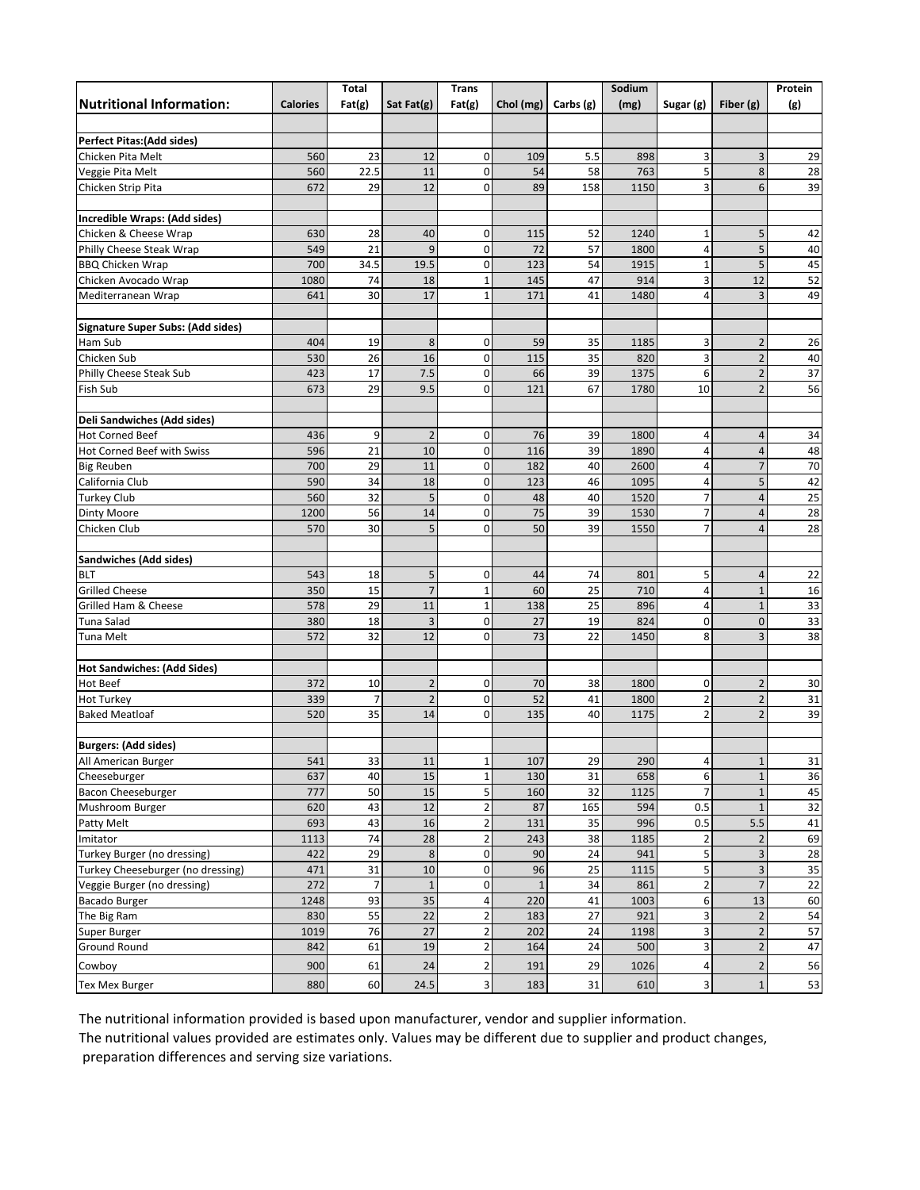| Nutritional Information: | Calories | Total Fat(g) | Sat Fat(g) | Trans Fat(g) | Chol (mg) | Carbs (g) | Sodium (mg) | Sugar (g) | Fiber (g) | Protein (g) |
|---|---|---|---|---|---|---|---|---|---|---|
| | | | | | | | | | | |
| **Perfect Pitas:(Add sides)** | | | | | | | | | | |
| Chicken Pita Melt | 560 | 23 | 12 | 0 | 109 | 5.5 | 898 | 3 | 3 | 29 |
| Veggie Pita Melt | 560 | 22.5 | 11 | 0 | 54 | 58 | 763 | 5 | 8 | 28 |
| Chicken Strip Pita | 672 | 29 | 12 | 0 | 89 | 158 | 1150 | 3 | 6 | 39 |
| | | | | | | | | | | |
| **Incredible Wraps: (Add sides)** | | | | | | | | | | |
| Chicken & Cheese Wrap | 630 | 28 | 40 | 0 | 115 | 52 | 1240 | 1 | 5 | 42 |
| Philly Cheese Steak Wrap | 549 | 21 | 9 | 0 | 72 | 57 | 1800 | 4 | 5 | 40 |
| BBQ Chicken Wrap | 700 | 34.5 | 19.5 | 0 | 123 | 54 | 1915 | 1 | 5 | 45 |
| Chicken Avocado Wrap | 1080 | 74 | 18 | 1 | 145 | 47 | 914 | 3 | 12 | 52 |
| Mediterranean Wrap | 641 | 30 | 17 | 1 | 171 | 41 | 1480 | 4 | 3 | 49 |
| | | | | | | | | | | |
| **Signature Super Subs: (Add sides)** | | | | | | | | | | |
| Ham Sub | 404 | 19 | 8 | 0 | 59 | 35 | 1185 | 3 | 2 | 26 |
| Chicken Sub | 530 | 26 | 16 | 0 | 115 | 35 | 820 | 3 | 2 | 40 |
| Philly Cheese Steak Sub | 423 | 17 | 7.5 | 0 | 66 | 39 | 1375 | 6 | 2 | 37 |
| Fish Sub | 673 | 29 | 9.5 | 0 | 121 | 67 | 1780 | 10 | 2 | 56 |
| | | | | | | | | | | |
| **Deli Sandwiches (Add sides)** | | | | | | | | | | |
| Hot Corned Beef | 436 | 9 | 2 | 0 | 76 | 39 | 1800 | 4 | 4 | 34 |
| Hot Corned Beef with Swiss | 596 | 21 | 10 | 0 | 116 | 39 | 1890 | 4 | 4 | 48 |
| Big Reuben | 700 | 29 | 11 | 0 | 182 | 40 | 2600 | 4 | 7 | 70 |
| California Club | 590 | 34 | 18 | 0 | 123 | 46 | 1095 | 4 | 5 | 42 |
| Turkey Club | 560 | 32 | 5 | 0 | 48 | 40 | 1520 | 7 | 4 | 25 |
| Dinty Moore | 1200 | 56 | 14 | 0 | 75 | 39 | 1530 | 7 | 4 | 28 |
| Chicken Club | 570 | 30 | 5 | 0 | 50 | 39 | 1550 | 7 | 4 | 28 |
| | | | | | | | | | | |
| **Sandwiches (Add sides)** | | | | | | | | | | |
| BLT | 543 | 18 | 5 | 0 | 44 | 74 | 801 | 5 | 4 | 22 |
| Grilled Cheese | 350 | 15 | 7 | 1 | 60 | 25 | 710 | 4 | 1 | 16 |
| Grilled Ham & Cheese | 578 | 29 | 11 | 1 | 138 | 25 | 896 | 4 | 1 | 33 |
| Tuna Salad | 380 | 18 | 3 | 0 | 27 | 19 | 824 | 0 | 0 | 33 |
| Tuna Melt | 572 | 32 | 12 | 0 | 73 | 22 | 1450 | 8 | 3 | 38 |
| | | | | | | | | | | |
| **Hot Sandwiches: (Add Sides)** | | | | | | | | | | |
| Hot Beef | 372 | 10 | 2 | 0 | 70 | 38 | 1800 | 0 | 2 | 30 |
| Hot Turkey | 339 | 7 | 2 | 0 | 52 | 41 | 1800 | 2 | 2 | 31 |
| Baked Meatloaf | 520 | 35 | 14 | 0 | 135 | 40 | 1175 | 2 | 2 | 39 |
| | | | | | | | | | | |
| **Burgers: (Add sides)** | | | | | | | | | | |
| All American Burger | 541 | 33 | 11 | 1 | 107 | 29 | 290 | 4 | 1 | 31 |
| Cheeseburger | 637 | 40 | 15 | 1 | 130 | 31 | 658 | 6 | 1 | 36 |
| Bacon Cheeseburger | 777 | 50 | 15 | 5 | 160 | 32 | 1125 | 7 | 1 | 45 |
| Mushroom Burger | 620 | 43 | 12 | 2 | 87 | 165 | 594 | 0.5 | 1 | 32 |
| Patty Melt | 693 | 43 | 16 | 2 | 131 | 35 | 996 | 0.5 | 5.5 | 41 |
| Imitator | 1113 | 74 | 28 | 2 | 243 | 38 | 1185 | 2 | 2 | 69 |
| Turkey Burger (no dressing) | 422 | 29 | 8 | 0 | 90 | 24 | 941 | 5 | 3 | 28 |
| Turkey Cheeseburger (no dressing) | 471 | 31 | 10 | 0 | 96 | 25 | 1115 | 5 | 3 | 35 |
| Veggie Burger (no dressing) | 272 | 7 | 1 | 0 | 1 | 34 | 861 | 2 | 7 | 22 |
| Bacado Burger | 1248 | 93 | 35 | 4 | 220 | 41 | 1003 | 6 | 13 | 60 |
| The Big Ram | 830 | 55 | 22 | 2 | 183 | 27 | 921 | 3 | 2 | 54 |
| Super Burger | 1019 | 76 | 27 | 2 | 202 | 24 | 1198 | 3 | 2 | 57 |
| Ground Round | 842 | 61 | 19 | 2 | 164 | 24 | 500 | 3 | 2 | 47 |
| Cowboy | 900 | 61 | 24 | 2 | 191 | 29 | 1026 | 4 | 2 | 56 |
| Tex Mex Burger | 880 | 60 | 24.5 | 3 | 183 | 31 | 610 | 3 | 1 | 53 |

The nutritional information provided is based upon manufacturer, vendor and supplier information.
The nutritional values provided are estimates only. Values may be different due to supplier and product changes, preparation differences and serving size variations.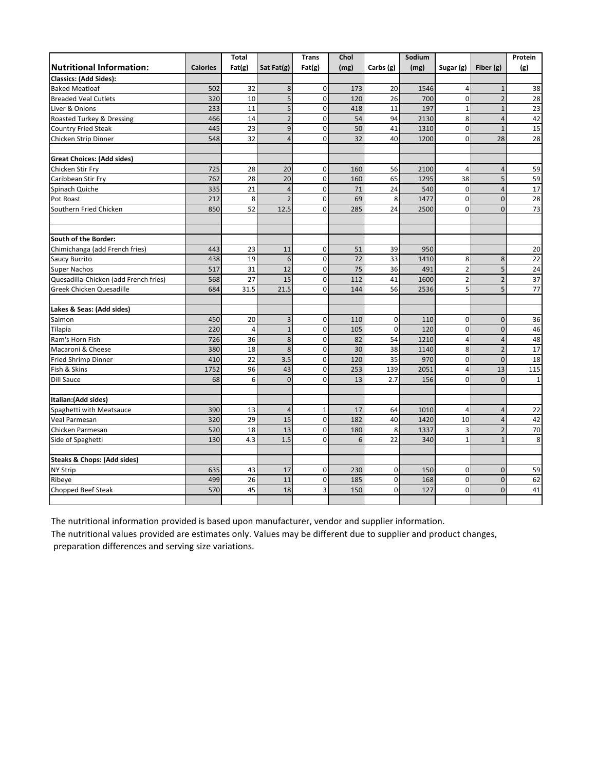| Nutritional Information: | Calories | Total Fat(g) | Sat Fat(g) | Trans Fat(g) | Chol (mg) | Carbs (g) | Sodium (mg) | Sugar (g) | Fiber (g) | Protein (g) |
|---|---|---|---|---|---|---|---|---|---|---|
| **Classics: (Add Sides):** | | | | | | | | | | |
| Baked Meatloaf | 502 | 32 | 8 | 0 | 173 | 20 | 1546 | 4 | 1 | 38 |
| Breaded Veal Cutlets | 320 | 10 | 5 | 0 | 120 | 26 | 700 | 0 | 2 | 28 |
| Liver & Onions | 233 | 11 | 5 | 0 | 418 | 11 | 197 | 1 | 1 | 23 |
| Roasted Turkey & Dressing | 466 | 14 | 2 | 0 | 54 | 94 | 2130 | 8 | 4 | 42 |
| Country Fried Steak | 445 | 23 | 9 | 0 | 50 | 41 | 1310 | 0 | 1 | 15 |
| Chicken Strip Dinner | 548 | 32 | 4 | 0 | 32 | 40 | 1200 | 0 | 28 | 28 |
| | | | | | | | | | | |
| **Great Choices: (Add sides)** | | | | | | | | | | |
| Chicken Stir Fry | 725 | 28 | 20 | 0 | 160 | 56 | 2100 | 4 | 4 | 59 |
| Caribbean Stir Fry | 762 | 28 | 20 | 0 | 160 | 65 | 1295 | 38 | 5 | 59 |
| Spinach Quiche | 335 | 21 | 4 | 0 | 71 | 24 | 540 | 0 | 4 | 17 |
| Pot Roast | 212 | 8 | 2 | 0 | 69 | 8 | 1477 | 0 | 0 | 28 |
| Southern Fried Chicken | 850 | 52 | 12.5 | 0 | 285 | 24 | 2500 | 0 | 0 | 73 |
| | | | | | | | | | | |
| | | | | | | | | | | |
| **South of the Border:** | | | | | | | | | | |
| Chimichanga (add French fries) | 443 | 23 | 11 | 0 | 51 | 39 | 950 | | | 20 |
| Saucy Burrito | 438 | 19 | 6 | 0 | 72 | 33 | 1410 | 8 | 8 | 22 |
| Super Nachos | 517 | 31 | 12 | 0 | 75 | 36 | 491 | 2 | 5 | 24 |
| Quesadilla-Chicken (add French fries) | 568 | 27 | 15 | 0 | 112 | 41 | 1600 | 2 | 2 | 37 |
| Greek Chicken Quesadille | 684 | 31.5 | 21.5 | 0 | 144 | 56 | 2536 | 5 | 5 | 77 |
| | | | | | | | | | | |
| **Lakes & Seas: (Add sides)** | | | | | | | | | | |
| Salmon | 450 | 20 | 3 | 0 | 110 | 0 | 110 | 0 | 0 | 36 |
| Tilapia | 220 | 4 | 1 | 0 | 105 | 0 | 120 | 0 | 0 | 46 |
| Ram's Horn Fish | 726 | 36 | 8 | 0 | 82 | 54 | 1210 | 4 | 4 | 48 |
| Macaroni & Cheese | 380 | 18 | 8 | 0 | 30 | 38 | 1140 | 8 | 2 | 17 |
| Fried Shrimp Dinner | 410 | 22 | 3.5 | 0 | 120 | 35 | 970 | 0 | 0 | 18 |
| Fish & Skins | 1752 | 96 | 43 | 0 | 253 | 139 | 2051 | 4 | 13 | 115 |
| Dill Sauce | 68 | 6 | 0 | 0 | 13 | 2.7 | 156 | 0 | 0 | 1 |
| | | | | | | | | | | |
| **Italian:(Add sides)** | | | | | | | | | | |
| Spaghetti with Meatsauce | 390 | 13 | 4 | 1 | 17 | 64 | 1010 | 4 | 4 | 22 |
| Veal Parmesan | 320 | 29 | 15 | 0 | 182 | 40 | 1420 | 10 | 4 | 42 |
| Chicken Parmesan | 520 | 18 | 13 | 0 | 180 | 8 | 1337 | 3 | 2 | 70 |
| Side of Spaghetti | 130 | 4.3 | 1.5 | 0 | 6 | 22 | 340 | 1 | 1 | 8 |
| | | | | | | | | | | |
| **Steaks & Chops: (Add sides)** | | | | | | | | | | |
| NY Strip | 635 | 43 | 17 | 0 | 230 | 0 | 150 | 0 | 0 | 59 |
| Ribeye | 499 | 26 | 11 | 0 | 185 | 0 | 168 | 0 | 0 | 62 |
| Chopped Beef Steak | 570 | 45 | 18 | 3 | 150 | 0 | 127 | 0 | 0 | 41 |
| | | | | | | | | | | |

The nutritional information provided is based upon manufacturer, vendor and supplier information.

The nutritional values provided are estimates only. Values may be different due to supplier and product changes, preparation differences and serving size variations.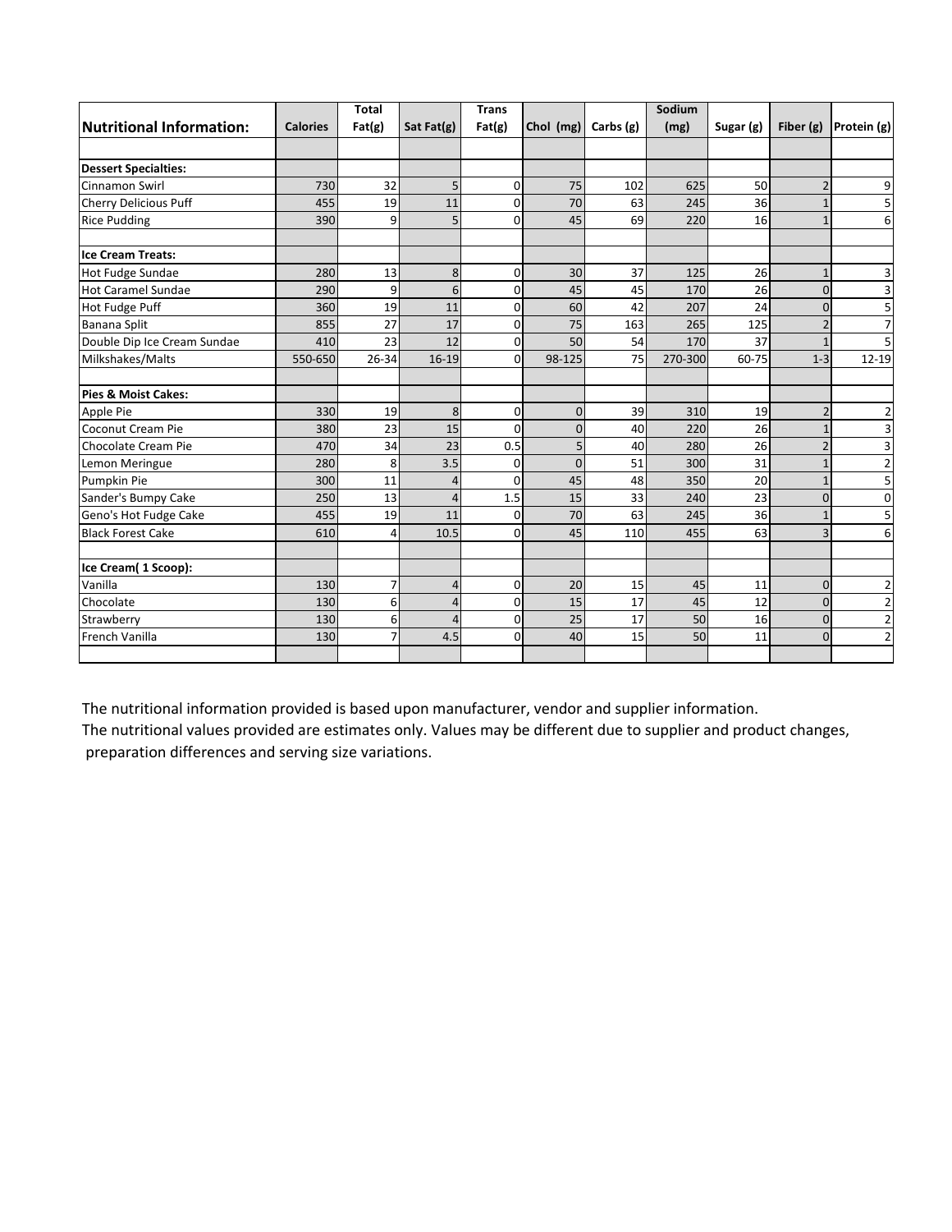| Nutritional Information: | Calories | Total Fat(g) | Sat Fat(g) | Trans Fat(g) | Chol (mg) | Carbs (g) | Sodium (mg) | Sugar (g) | Fiber (g) | Protein (g) |
|---|---|---|---|---|---|---|---|---|---|---|
| | | | | | | | | | | |
| **Dessert Specialties:** | | | | | | | | | | |
| Cinnamon Swirl | 730 | 32 | 5 | 0 | 75 | 102 | 625 | 50 | 2 | 9 |
| Cherry Delicious Puff | 455 | 19 | 11 | 0 | 70 | 63 | 245 | 36 | 1 | 5 |
| Rice Pudding | 390 | 9 | 5 | 0 | 45 | 69 | 220 | 16 | 1 | 6 |
| | | | | | | | | | | |
| **Ice Cream Treats:** | | | | | | | | | | |
| Hot Fudge Sundae | 280 | 13 | 8 | 0 | 30 | 37 | 125 | 26 | 1 | 3 |
| Hot Caramel Sundae | 290 | 9 | 6 | 0 | 45 | 45 | 170 | 26 | 0 | 3 |
| Hot Fudge Puff | 360 | 19 | 11 | 0 | 60 | 42 | 207 | 24 | 0 | 5 |
| Banana Split | 855 | 27 | 17 | 0 | 75 | 163 | 265 | 125 | 2 | 7 |
| Double Dip Ice Cream Sundae | 410 | 23 | 12 | 0 | 50 | 54 | 170 | 37 | 1 | 5 |
| Milkshakes/Malts | 550-650 | 26-34 | 16-19 | 0 | 98-125 | 75 | 270-300 | 60-75 | 1-3 | 12-19 |
| | | | | | | | | | | |
| **Pies & Moist Cakes:** | | | | | | | | | | |
| Apple Pie | 330 | 19 | 8 | 0 | 0 | 39 | 310 | 19 | 2 | 2 |
| Coconut Cream Pie | 380 | 23 | 15 | 0 | 0 | 40 | 220 | 26 | 1 | 3 |
| Chocolate Cream Pie | 470 | 34 | 23 | 0.5 | 5 | 40 | 280 | 26 | 2 | 3 |
| Lemon Meringue | 280 | 8 | 3.5 | 0 | 0 | 51 | 300 | 31 | 1 | 2 |
| Pumpkin Pie | 300 | 11 | 4 | 0 | 45 | 48 | 350 | 20 | 1 | 5 |
| Sander's Bumpy Cake | 250 | 13 | 4 | 1.5 | 15 | 33 | 240 | 23 | 0 | 0 |
| Geno's Hot Fudge Cake | 455 | 19 | 11 | 0 | 70 | 63 | 245 | 36 | 1 | 5 |
| Black Forest Cake | 610 | 4 | 10.5 | 0 | 45 | 110 | 455 | 63 | 3 | 6 |
| | | | | | | | | | | |
| **Ice Cream( 1 Scoop):** | | | | | | | | | | |
| Vanilla | 130 | 7 | 4 | 0 | 20 | 15 | 45 | 11 | 0 | 2 |
| Chocolate | 130 | 6 | 4 | 0 | 15 | 17 | 45 | 12 | 0 | 2 |
| Strawberry | 130 | 6 | 4 | 0 | 25 | 17 | 50 | 16 | 0 | 2 |
| French Vanilla | 130 | 7 | 4.5 | 0 | 40 | 15 | 50 | 11 | 0 | 2 |
| | | | | | | | | | | |

The nutritional information provided is based upon manufacturer, vendor and supplier information.
The nutritional values provided are estimates only. Values may be different due to supplier and product changes, preparation differences and serving size variations.